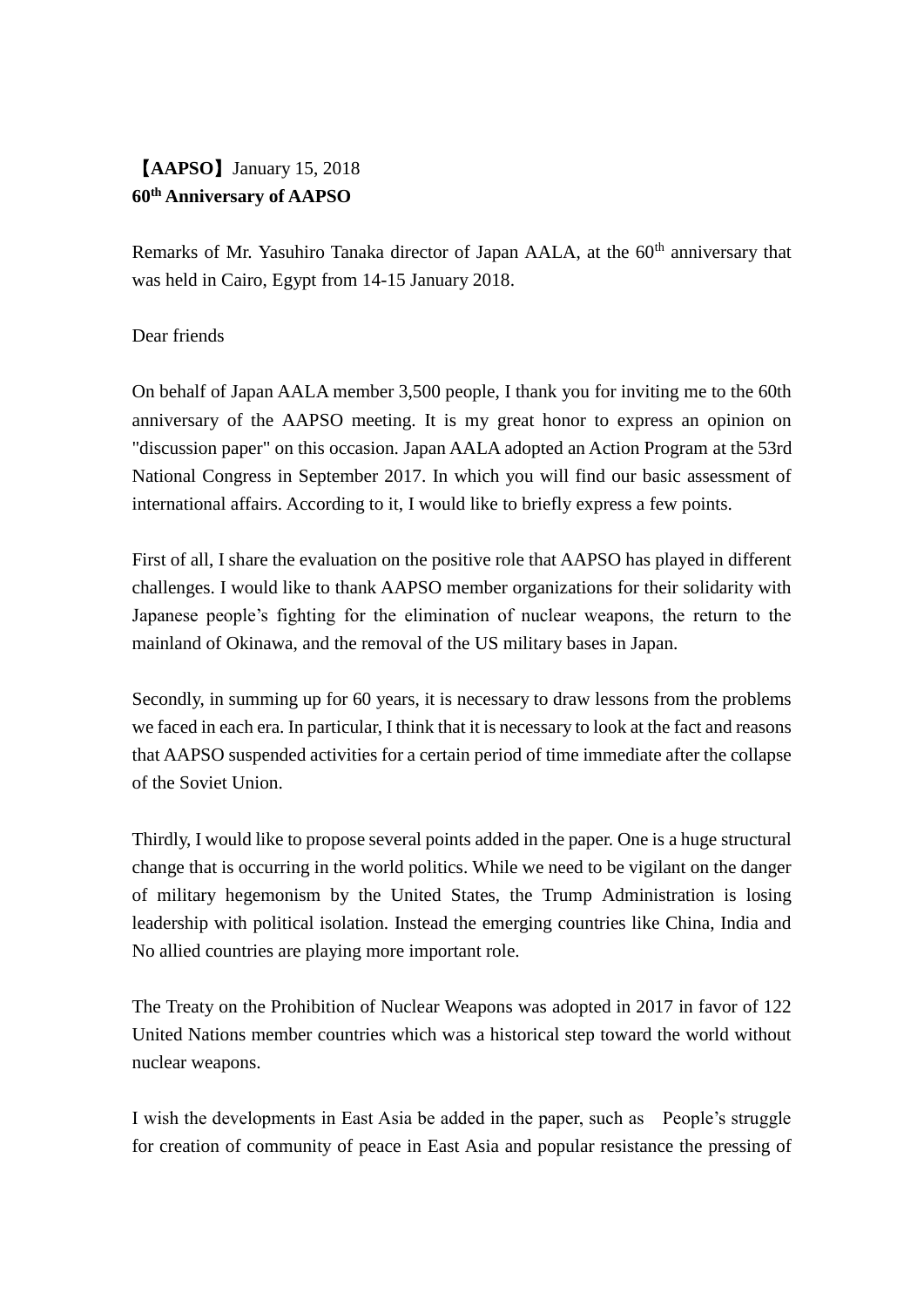**【AAPSO】** January 15, 2018

**60th Anniversary of AAPSO**

Remarks of Mr. Yasuhiro Tanaka director of Japan AALA, at the 60th anniversary that was held in Cairo, Egypt from 14-15 January 2018.

Dear friends

On behalf of Japan AALA member 3,500 people, I thank you for inviting me to the 60th anniversary of the AAPSO meeting. It is my great honor to express an opinion on "discussion paper" on this occasion. Japan AALA adopted an Action Program at the 53rd National Congress in September 2017. In which you will find our basic assessment of international affairs. According to it, I would like to briefly express a few points.

First of all, I share the evaluation on the positive role that AAPSO has played in different challenges. I would like to thank AAPSO member organizations for their solidarity with Japanese people's fighting for the elimination of nuclear weapons, the return to the mainland of Okinawa, and the removal of the US military bases in Japan.

Secondly, in summing up for 60 years, it is necessary to draw lessons from the problems we faced in each era. In particular, I think that it is necessary to look at the fact and reasons that AAPSO suspended activities for a certain period of time immediate after the collapse of the Soviet Union.

Thirdly, I would like to propose several points added in the paper. One is a huge structural change that is occurring in the world politics. While we need to be vigilant on the danger of military hegemonism by the United States, the Trump Administration is losing leadership with political isolation. Instead the emerging countries like China, India and No allied countries are playing more important role.

The Treaty on the Prohibition of Nuclear Weapons was adopted in 2017 in favor of 122 United Nations member countries which was a historical step toward the world without nuclear weapons.

I wish the developments in East Asia be added in the paper, such as  People's struggle for creation of community of peace in East Asia and popular resistance the pressing of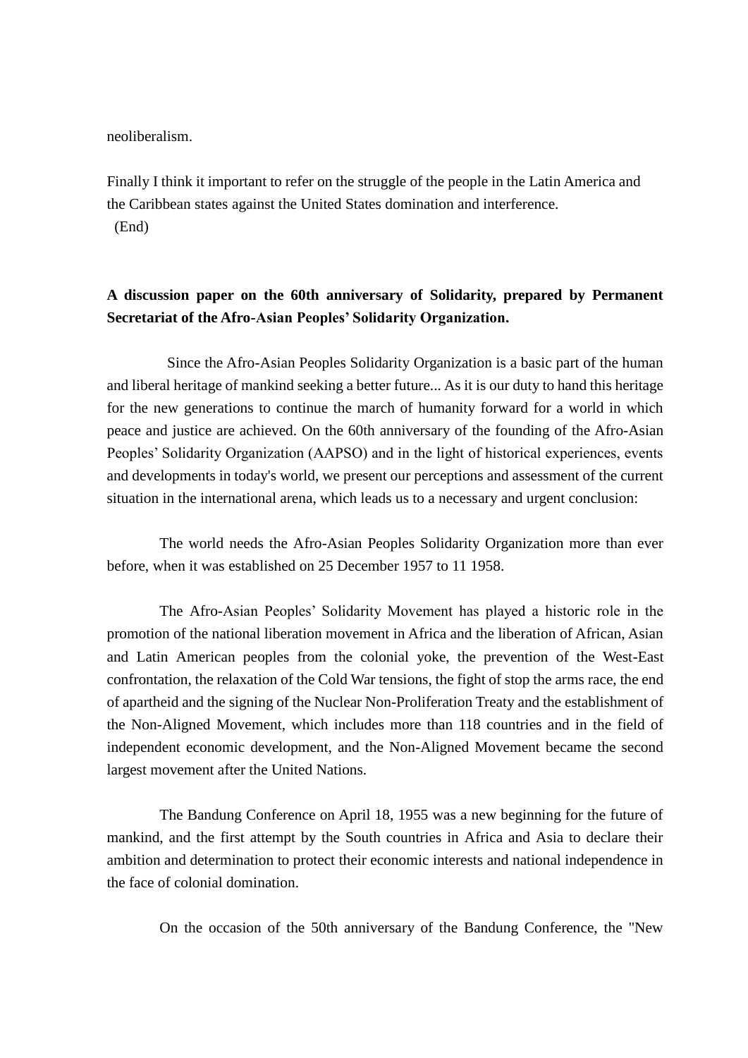neoliberalism.

Finally I think it important to refer on the struggle of the people in the Latin America and the Caribbean states against the United States domination and interference.
(End)

**A discussion paper on the 60th anniversary of Solidarity, prepared by Permanent Secretariat of the Afro-Asian Peoples' Solidarity Organization.**

Since the Afro-Asian Peoples Solidarity Organization is a basic part of the human and liberal heritage of mankind seeking a better future... As it is our duty to hand this heritage for the new generations to continue the march of humanity forward for a world in which peace and justice are achieved. On the 60th anniversary of the founding of the Afro-Asian Peoples' Solidarity Organization (AAPSO) and in the light of historical experiences, events and developments in today's world, we present our perceptions and assessment of the current situation in the international arena, which leads us to a necessary and urgent conclusion:

The world needs the Afro-Asian Peoples Solidarity Organization more than ever before, when it was established on 25 December 1957 to 11 1958.

The Afro-Asian Peoples' Solidarity Movement has played a historic role in the promotion of the national liberation movement in Africa and the liberation of African, Asian and Latin American peoples from the colonial yoke, the prevention of the West-East confrontation, the relaxation of the Cold War tensions, the fight of stop the arms race, the end of apartheid and the signing of the Nuclear Non-Proliferation Treaty and the establishment of the Non-Aligned Movement, which includes more than 118 countries and in the field of independent economic development, and the Non-Aligned Movement became the second largest movement after the United Nations.

The Bandung Conference on April 18, 1955 was a new beginning for the future of mankind, and the first attempt by the South countries in Africa and Asia to declare their ambition and determination to protect their economic interests and national independence in the face of colonial domination.

On the occasion of the 50th anniversary of the Bandung Conference, the "New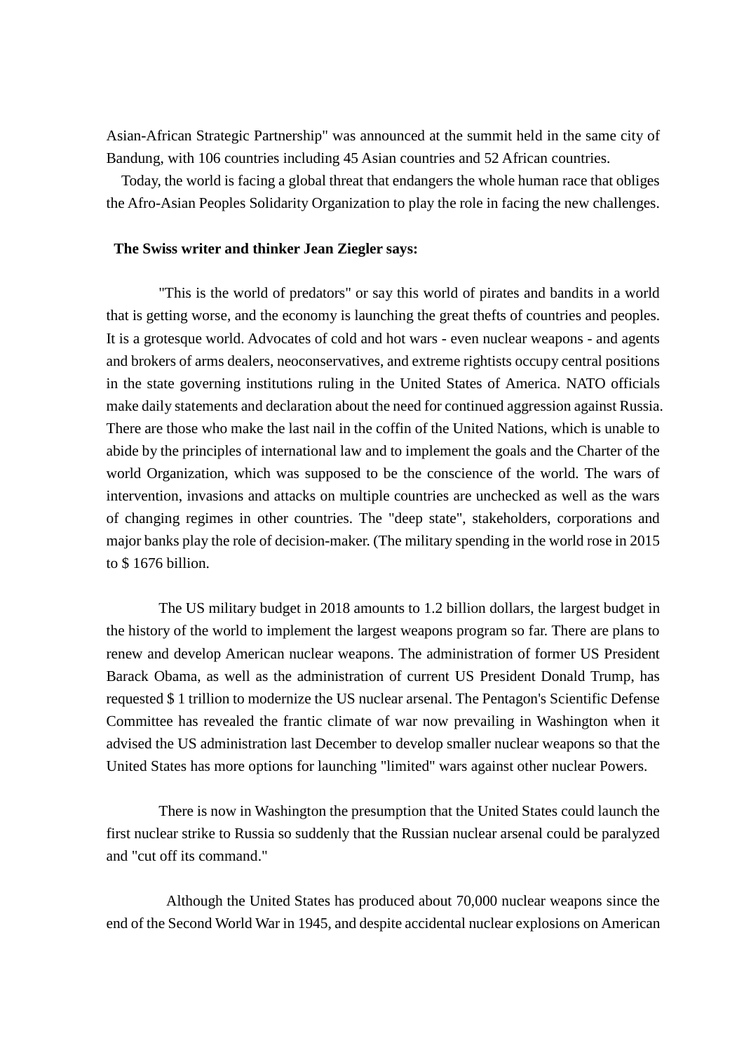Asian-African Strategic Partnership" was announced at the summit held in the same city of Bandung, with 106 countries including 45 Asian countries and 52 African countries.

Today, the world is facing a global threat that endangers the whole human race that obliges the Afro-Asian Peoples Solidarity Organization to play the role in facing the new challenges.

**The Swiss writer and thinker Jean Ziegler says:**

"This is the world of predators" or say this world of pirates and bandits in a world that is getting worse, and the economy is launching the great thefts of countries and peoples. It is a grotesque world. Advocates of cold and hot wars - even nuclear weapons - and agents and brokers of arms dealers, neoconservatives, and extreme rightists occupy central positions in the state governing institutions ruling in the United States of America. NATO officials make daily statements and declaration about the need for continued aggression against Russia. There are those who make the last nail in the coffin of the United Nations, which is unable to abide by the principles of international law and to implement the goals and the Charter of the world Organization, which was supposed to be the conscience of the world. The wars of intervention, invasions and attacks on multiple countries are unchecked as well as the wars of changing regimes in other countries. The "deep state", stakeholders, corporations and major banks play the role of decision-maker. (The military spending in the world rose in 2015 to $ 1676 billion.

The US military budget in 2018 amounts to 1.2 billion dollars, the largest budget in the history of the world to implement the largest weapons program so far. There are plans to renew and develop American nuclear weapons. The administration of former US President Barack Obama, as well as the administration of current US President Donald Trump, has requested $ 1 trillion to modernize the US nuclear arsenal. The Pentagon's Scientific Defense Committee has revealed the frantic climate of war now prevailing in Washington when it advised the US administration last December to develop smaller nuclear weapons so that the United States has more options for launching "limited" wars against other nuclear Powers.

There is now in Washington the presumption that the United States could launch the first nuclear strike to Russia so suddenly that the Russian nuclear arsenal could be paralyzed and "cut off its command."

Although the United States has produced about 70,000 nuclear weapons since the end of the Second World War in 1945, and despite accidental nuclear explosions on American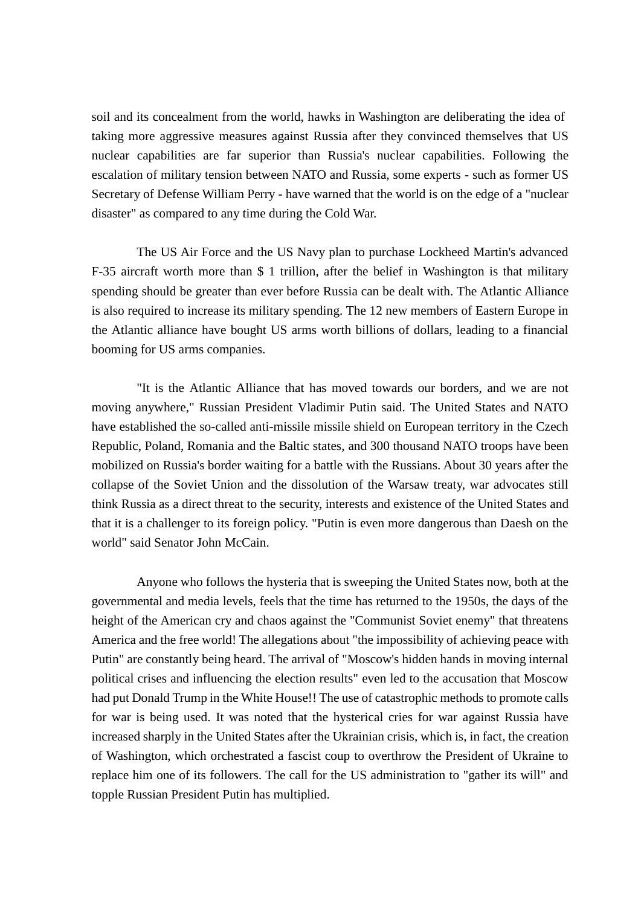soil and its concealment from the world, hawks in Washington are deliberating the idea of taking more aggressive measures against Russia after they convinced themselves that US nuclear capabilities are far superior than Russia's nuclear capabilities. Following the escalation of military tension between NATO and Russia, some experts - such as former US Secretary of Defense William Perry - have warned that the world is on the edge of a "nuclear disaster" as compared to any time during the Cold War.

The US Air Force and the US Navy plan to purchase Lockheed Martin's advanced F-35 aircraft worth more than $ 1 trillion, after the belief in Washington is that military spending should be greater than ever before Russia can be dealt with. The Atlantic Alliance is also required to increase its military spending. The 12 new members of Eastern Europe in the Atlantic alliance have bought US arms worth billions of dollars, leading to a financial booming for US arms companies.

"It is the Atlantic Alliance that has moved towards our borders, and we are not moving anywhere," Russian President Vladimir Putin said. The United States and NATO have established the so-called anti-missile missile shield on European territory in the Czech Republic, Poland, Romania and the Baltic states, and 300 thousand NATO troops have been mobilized on Russia's border waiting for a battle with the Russians. About 30 years after the collapse of the Soviet Union and the dissolution of the Warsaw treaty, war advocates still think Russia as a direct threat to the security, interests and existence of the United States and that it is a challenger to its foreign policy. "Putin is even more dangerous than Daesh on the world" said Senator John McCain.

Anyone who follows the hysteria that is sweeping the United States now, both at the governmental and media levels, feels that the time has returned to the 1950s, the days of the height of the American cry and chaos against the "Communist Soviet enemy" that threatens America and the free world! The allegations about "the impossibility of achieving peace with Putin" are constantly being heard. The arrival of "Moscow's hidden hands in moving internal political crises and influencing the election results" even led to the accusation that Moscow had put Donald Trump in the White House!! The use of catastrophic methods to promote calls for war is being used. It was noted that the hysterical cries for war against Russia have increased sharply in the United States after the Ukrainian crisis, which is, in fact, the creation of Washington, which orchestrated a fascist coup to overthrow the President of Ukraine to replace him one of its followers. The call for the US administration to "gather its will" and topple Russian President Putin has multiplied.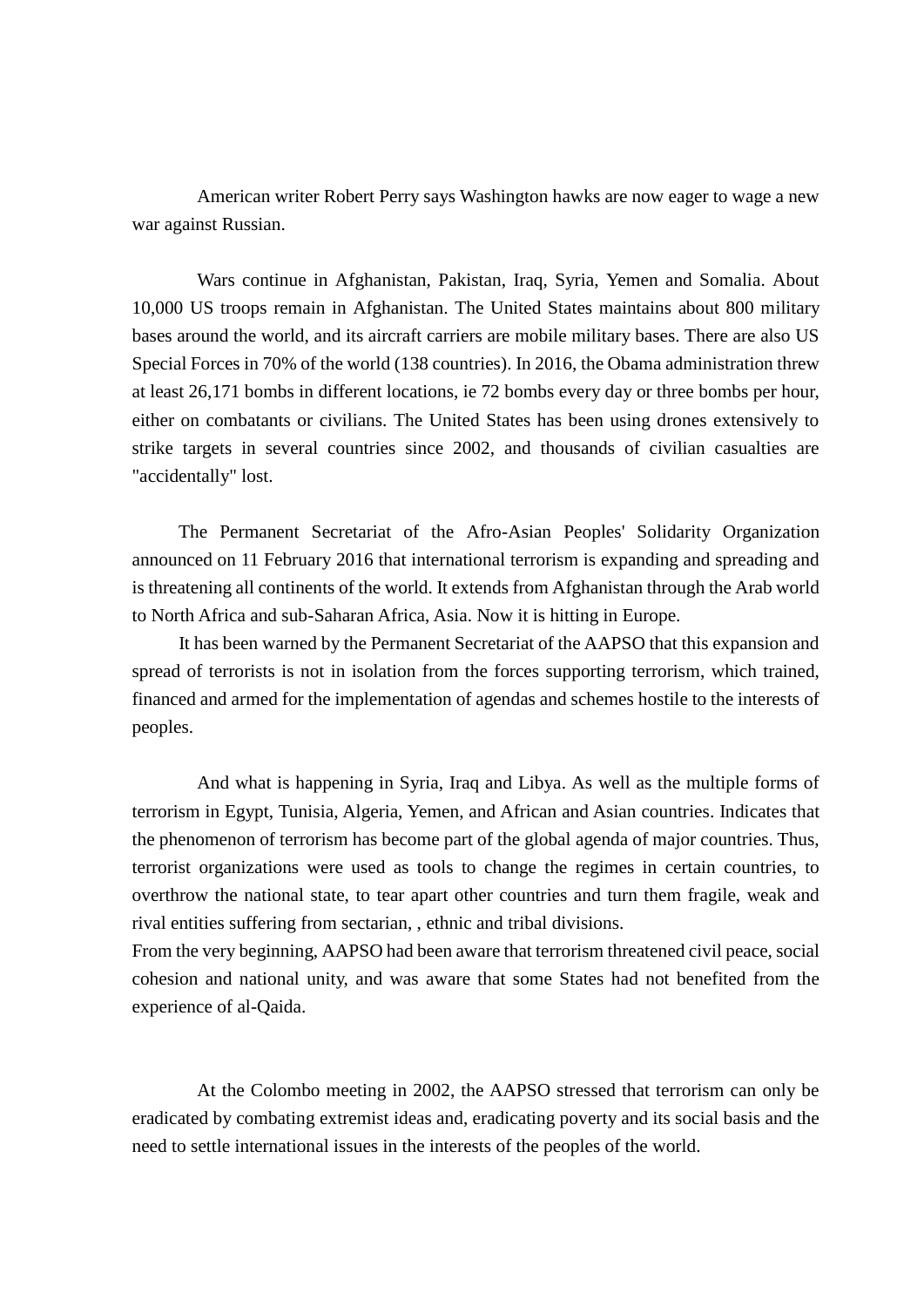American writer Robert Perry says Washington hawks are now eager to wage a new war against Russian.

Wars continue in Afghanistan, Pakistan, Iraq, Syria, Yemen and Somalia. About 10,000 US troops remain in Afghanistan. The United States maintains about 800 military bases around the world, and its aircraft carriers are mobile military bases. There are also US Special Forces in 70% of the world (138 countries). In 2016, the Obama administration threw at least 26,171 bombs in different locations, ie 72 bombs every day or three bombs per hour, either on combatants or civilians. The United States has been using drones extensively to strike targets in several countries since 2002, and thousands of civilian casualties are "accidentally" lost.

The Permanent Secretariat of the Afro-Asian Peoples' Solidarity Organization announced on 11 February 2016 that international terrorism is expanding and spreading and is threatening all continents of the world. It extends from Afghanistan through the Arab world to North Africa and sub-Saharan Africa, Asia. Now it is hitting in Europe.

It has been warned by the Permanent Secretariat of the AAPSO that this expansion and spread of terrorists is not in isolation from the forces supporting terrorism, which trained, financed and armed for the implementation of agendas and schemes hostile to the interests of peoples.

And what is happening in Syria, Iraq and Libya. As well as the multiple forms of terrorism in Egypt, Tunisia, Algeria, Yemen, and African and Asian countries. Indicates that the phenomenon of terrorism has become part of the global agenda of major countries. Thus, terrorist organizations were used as tools to change the regimes in certain countries, to overthrow the national state, to tear apart other countries and turn them fragile, weak and rival entities suffering from sectarian, , ethnic and tribal divisions.

From the very beginning, AAPSO had been aware that terrorism threatened civil peace, social cohesion and national unity, and was aware that some States had not benefited from the experience of al-Qaida.

At the Colombo meeting in 2002, the AAPSO stressed that terrorism can only be eradicated by combating extremist ideas and, eradicating poverty and its social basis and the need to settle international issues in the interests of the peoples of the world.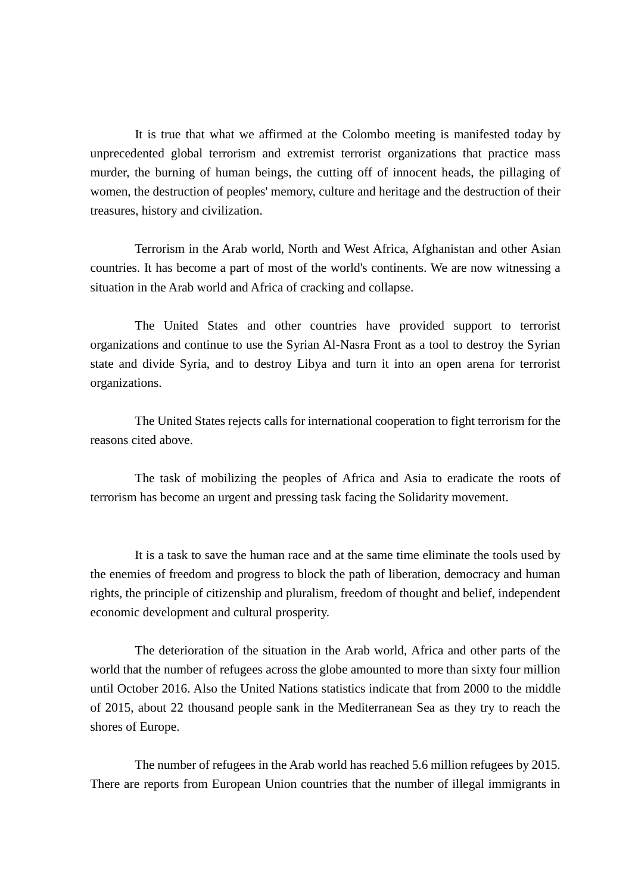It is true that what we affirmed at the Colombo meeting is manifested today by unprecedented global terrorism and extremist terrorist organizations that practice mass murder, the burning of human beings, the cutting off of innocent heads, the pillaging of women, the destruction of peoples' memory, culture and heritage and the destruction of their treasures, history and civilization.

Terrorism in the Arab world, North and West Africa, Afghanistan and other Asian countries. It has become a part of most of the world's continents. We are now witnessing a situation in the Arab world and Africa of cracking and collapse.

The United States and other countries have provided support to terrorist organizations and continue to use the Syrian Al-Nasra Front as a tool to destroy the Syrian state and divide Syria, and to destroy Libya and turn it into an open arena for terrorist organizations.

The United States rejects calls for international cooperation to fight terrorism for the reasons cited above.

The task of mobilizing the peoples of Africa and Asia to eradicate the roots of terrorism has become an urgent and pressing task facing the Solidarity movement.

It is a task to save the human race and at the same time eliminate the tools used by the enemies of freedom and progress to block the path of liberation, democracy and human rights, the principle of citizenship and pluralism, freedom of thought and belief, independent economic development and cultural prosperity.

The deterioration of the situation in the Arab world, Africa and other parts of the world that the number of refugees across the globe amounted to more than sixty four million until October 2016. Also the United Nations statistics indicate that from 2000 to the middle of 2015, about 22 thousand people sank in the Mediterranean Sea as they try to reach the shores of Europe.

The number of refugees in the Arab world has reached 5.6 million refugees by 2015. There are reports from European Union countries that the number of illegal immigrants in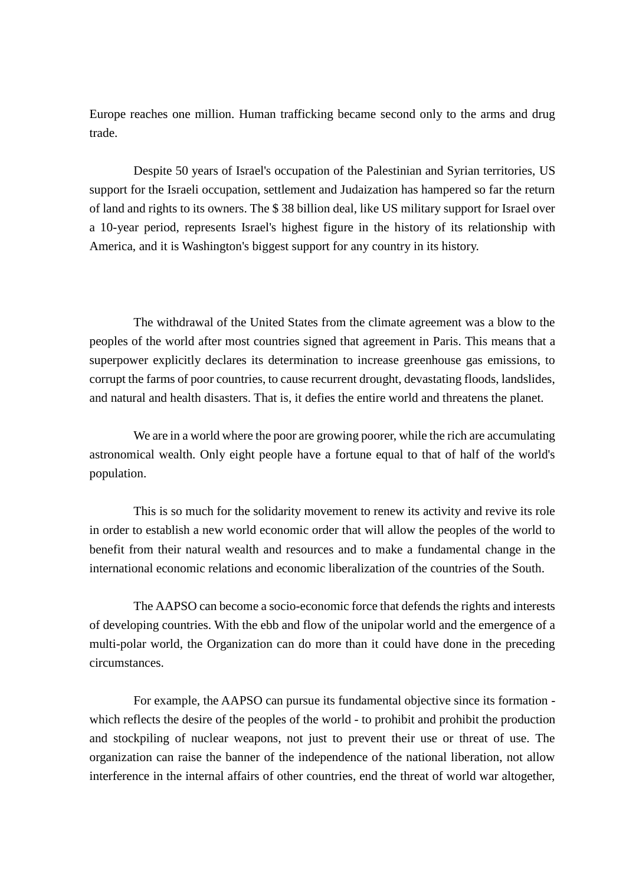Europe reaches one million. Human trafficking became second only to the arms and drug trade.

Despite 50 years of Israel's occupation of the Palestinian and Syrian territories, US support for the Israeli occupation, settlement and Judaization has hampered so far the return of land and rights to its owners. The $ 38 billion deal, like US military support for Israel over a 10-year period, represents Israel's highest figure in the history of its relationship with America, and it is Washington's biggest support for any country in its history.

The withdrawal of the United States from the climate agreement was a blow to the peoples of the world after most countries signed that agreement in Paris. This means that a superpower explicitly declares its determination to increase greenhouse gas emissions, to corrupt the farms of poor countries, to cause recurrent drought, devastating floods, landslides, and natural and health disasters. That is, it defies the entire world and threatens the planet.

We are in a world where the poor are growing poorer, while the rich are accumulating astronomical wealth. Only eight people have a fortune equal to that of half of the world's population.

This is so much for the solidarity movement to renew its activity and revive its role in order to establish a new world economic order that will allow the peoples of the world to benefit from their natural wealth and resources and to make a fundamental change in the international economic relations and economic liberalization of the countries of the South.

The AAPSO can become a socio-economic force that defends the rights and interests of developing countries. With the ebb and flow of the unipolar world and the emergence of a multi-polar world, the Organization can do more than it could have done in the preceding circumstances.

For example, the AAPSO can pursue its fundamental objective since its formation - which reflects the desire of the peoples of the world - to prohibit and prohibit the production and stockpiling of nuclear weapons, not just to prevent their use or threat of use. The organization can raise the banner of the independence of the national liberation, not allow interference in the internal affairs of other countries, end the threat of world war altogether,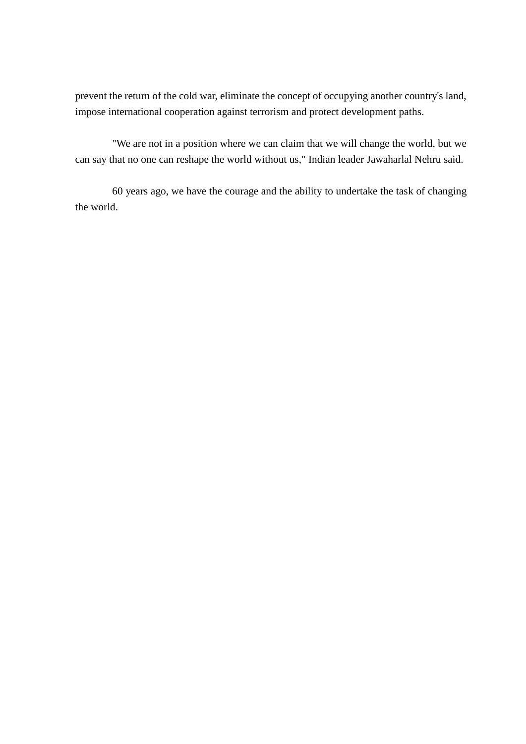prevent the return of the cold war, eliminate the concept of occupying another country's land, impose international cooperation against terrorism and protect development paths.

"We are not in a position where we can claim that we will change the world, but we can say that no one can reshape the world without us," Indian leader Jawaharlal Nehru said.

60 years ago, we have the courage and the ability to undertake the task of changing the world.